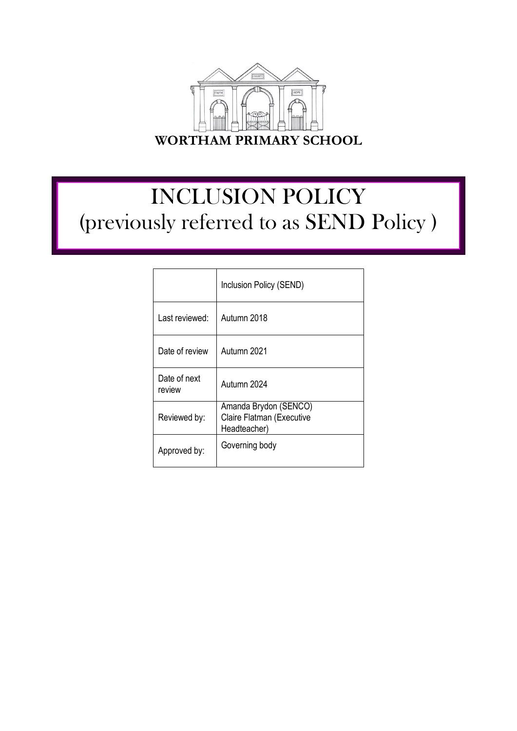**WORTHAM PRIMARY SCHOOL**

# INCLUSION POLICY
## (previously referred to as SEND Policy )

| | Inclusion Policy (SEND) |
|---|---|
| Last reviewed: | Autumn 2018 |
| Date of review | Autumn 2021 |
| Date of next review | Autumn 2024 |
| Reviewed by: | Amanda Brydon (SENCO) Claire Flatman (Executive Headteacher) |
| Approved by: | Governing body |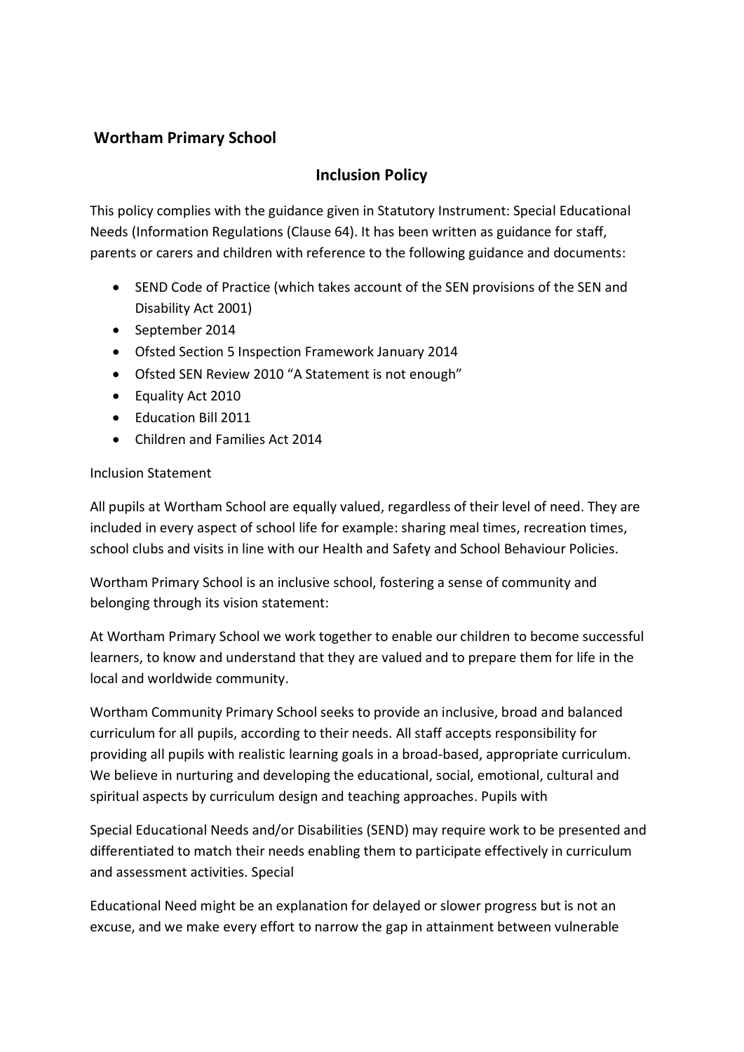**Wortham Primary School**

## Inclusion Policy

This policy complies with the guidance given in Statutory Instrument: Special Educational Needs (Information Regulations (Clause 64). It has been written as guidance for staff, parents or carers and children with reference to the following guidance and documents:

- SEND Code of Practice (which takes account of the SEN provisions of the SEN and Disability Act 2001)
- September 2014
- Ofsted Section 5 Inspection Framework January 2014
- Ofsted SEN Review 2010 "A Statement is not enough"
- Equality Act 2010
- Education Bill 2011
- Children and Families Act 2014

Inclusion Statement

All pupils at Wortham School are equally valued, regardless of their level of need. They are included in every aspect of school life for example: sharing meal times, recreation times, school clubs and visits in line with our Health and Safety and School Behaviour Policies.

Wortham Primary School is an inclusive school, fostering a sense of community and belonging through its vision statement:

At Wortham Primary School we work together to enable our children to become successful learners, to know and understand that they are valued and to prepare them for life in the local and worldwide community.

Wortham Community Primary School seeks to provide an inclusive, broad and balanced curriculum for all pupils, according to their needs. All staff accepts responsibility for providing all pupils with realistic learning goals in a broad-based, appropriate curriculum. We believe in nurturing and developing the educational, social, emotional, cultural and spiritual aspects by curriculum design and teaching approaches. Pupils with

Special Educational Needs and/or Disabilities (SEND) may require work to be presented and differentiated to match their needs enabling them to participate effectively in curriculum and assessment activities. Special

Educational Need might be an explanation for delayed or slower progress but is not an excuse, and we make every effort to narrow the gap in attainment between vulnerable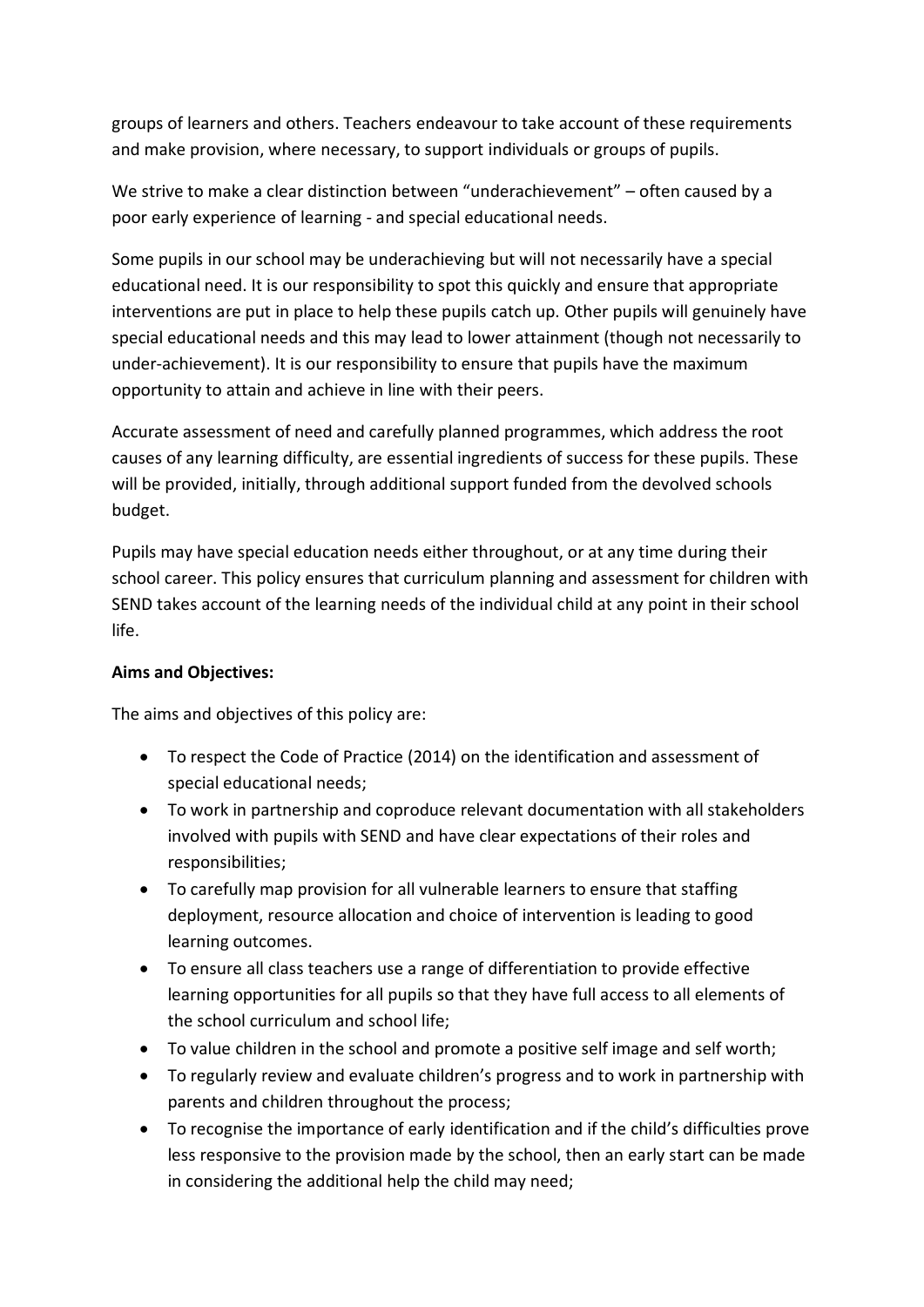groups of learners and others. Teachers endeavour to take account of these requirements and make provision, where necessary, to support individuals or groups of pupils.

We strive to make a clear distinction between "underachievement" – often caused by a poor early experience of learning - and special educational needs.

Some pupils in our school may be underachieving but will not necessarily have a special educational need. It is our responsibility to spot this quickly and ensure that appropriate interventions are put in place to help these pupils catch up. Other pupils will genuinely have special educational needs and this may lead to lower attainment (though not necessarily to under-achievement). It is our responsibility to ensure that pupils have the maximum opportunity to attain and achieve in line with their peers.

Accurate assessment of need and carefully planned programmes, which address the root causes of any learning difficulty, are essential ingredients of success for these pupils. These will be provided, initially, through additional support funded from the devolved schools budget.

Pupils may have special education needs either throughout, or at any time during their school career. This policy ensures that curriculum planning and assessment for children with SEND takes account of the learning needs of the individual child at any point in their school life.

**Aims and Objectives:**

The aims and objectives of this policy are:

- To respect the Code of Practice (2014) on the identification and assessment of special educational needs;
- To work in partnership and coproduce relevant documentation with all stakeholders involved with pupils with SEND and have clear expectations of their roles and responsibilities;
- To carefully map provision for all vulnerable learners to ensure that staffing deployment, resource allocation and choice of intervention is leading to good learning outcomes.
- To ensure all class teachers use a range of differentiation to provide effective learning opportunities for all pupils so that they have full access to all elements of the school curriculum and school life;
- To value children in the school and promote a positive self image and self worth;
- To regularly review and evaluate children's progress and to work in partnership with parents and children throughout the process;
- To recognise the importance of early identification and if the child's difficulties prove less responsive to the provision made by the school, then an early start can be made in considering the additional help the child may need;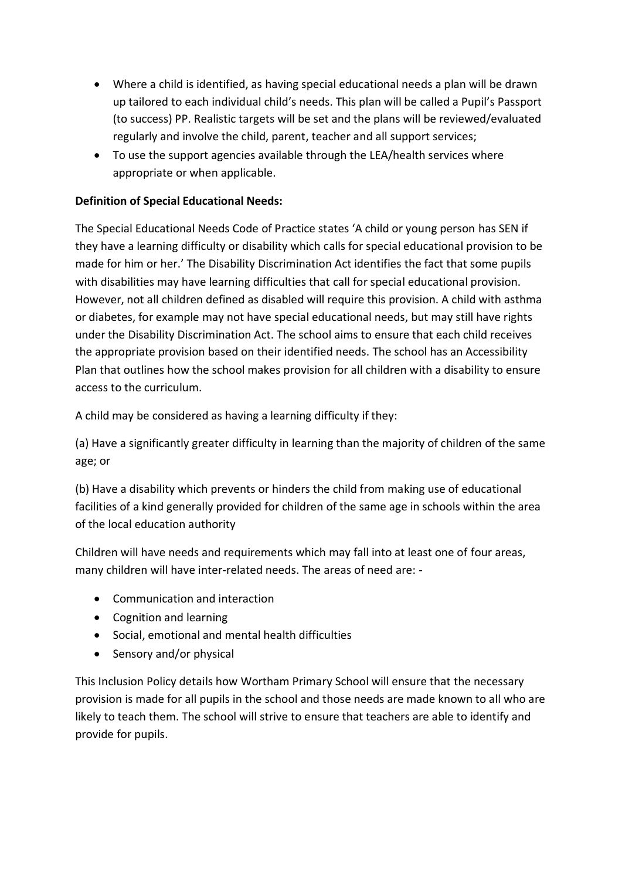- Where a child is identified, as having special educational needs a plan will be drawn up tailored to each individual child's needs. This plan will be called a Pupil's Passport (to success) PP. Realistic targets will be set and the plans will be reviewed/evaluated regularly and involve the child, parent, teacher and all support services;
- To use the support agencies available through the LEA/health services where appropriate or when applicable.

**Definition of Special Educational Needs:**

The Special Educational Needs Code of Practice states 'A child or young person has SEN if they have a learning difficulty or disability which calls for special educational provision to be made for him or her.' The Disability Discrimination Act identifies the fact that some pupils with disabilities may have learning difficulties that call for special educational provision. However, not all children defined as disabled will require this provision. A child with asthma or diabetes, for example may not have special educational needs, but may still have rights under the Disability Discrimination Act. The school aims to ensure that each child receives the appropriate provision based on their identified needs. The school has an Accessibility Plan that outlines how the school makes provision for all children with a disability to ensure access to the curriculum.

A child may be considered as having a learning difficulty if they:

(a) Have a significantly greater difficulty in learning than the majority of children of the same age; or

(b) Have a disability which prevents or hinders the child from making use of educational facilities of a kind generally provided for children of the same age in schools within the area of the local education authority

Children will have needs and requirements which may fall into at least one of four areas, many children will have inter-related needs. The areas of need are: -

- Communication and interaction
- Cognition and learning
- Social, emotional and mental health difficulties
- Sensory and/or physical

This Inclusion Policy details how Wortham Primary School will ensure that the necessary provision is made for all pupils in the school and those needs are made known to all who are likely to teach them. The school will strive to ensure that teachers are able to identify and provide for pupils.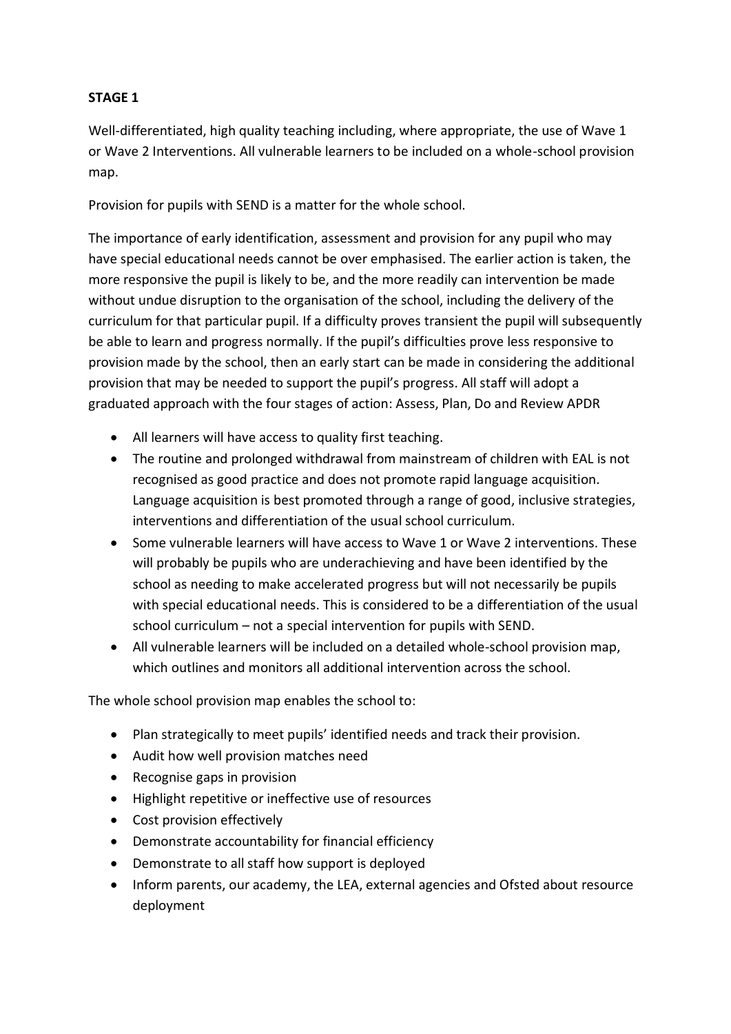**STAGE 1**

Well-differentiated, high quality teaching including, where appropriate, the use of Wave 1 or Wave 2 Interventions. All vulnerable learners to be included on a whole-school provision map.

Provision for pupils with SEND is a matter for the whole school.

The importance of early identification, assessment and provision for any pupil who may have special educational needs cannot be over emphasised. The earlier action is taken, the more responsive the pupil is likely to be, and the more readily can intervention be made without undue disruption to the organisation of the school, including the delivery of the curriculum for that particular pupil. If a difficulty proves transient the pupil will subsequently be able to learn and progress normally. If the pupil's difficulties prove less responsive to provision made by the school, then an early start can be made in considering the additional provision that may be needed to support the pupil's progress. All staff will adopt a graduated approach with the four stages of action: Assess, Plan, Do and Review APDR

- All learners will have access to quality first teaching.
- The routine and prolonged withdrawal from mainstream of children with EAL is not recognised as good practice and does not promote rapid language acquisition. Language acquisition is best promoted through a range of good, inclusive strategies, interventions and differentiation of the usual school curriculum.
- Some vulnerable learners will have access to Wave 1 or Wave 2 interventions. These will probably be pupils who are underachieving and have been identified by the school as needing to make accelerated progress but will not necessarily be pupils with special educational needs. This is considered to be a differentiation of the usual school curriculum – not a special intervention for pupils with SEND.
- All vulnerable learners will be included on a detailed whole-school provision map, which outlines and monitors all additional intervention across the school.

The whole school provision map enables the school to:

- Plan strategically to meet pupils' identified needs and track their provision.
- Audit how well provision matches need
- Recognise gaps in provision
- Highlight repetitive or ineffective use of resources
- Cost provision effectively
- Demonstrate accountability for financial efficiency
- Demonstrate to all staff how support is deployed
- Inform parents, our academy, the LEA, external agencies and Ofsted about resource deployment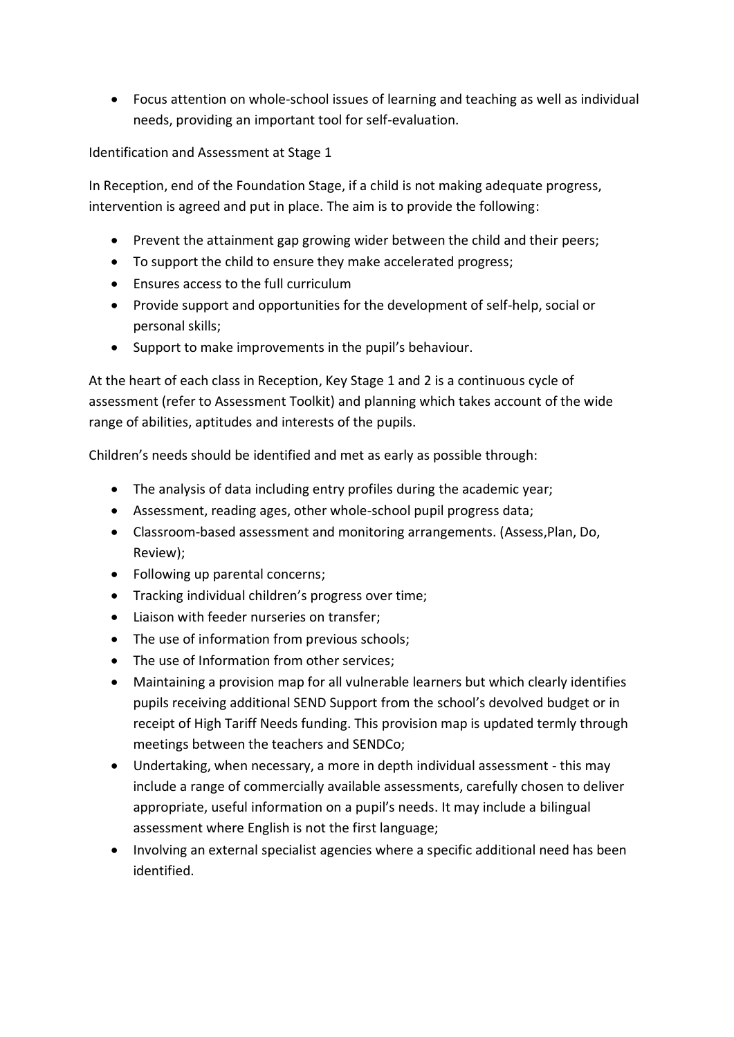- Focus attention on whole-school issues of learning and teaching as well as individual needs, providing an important tool for self-evaluation.

Identification and Assessment at Stage 1

In Reception, end of the Foundation Stage, if a child is not making adequate progress, intervention is agreed and put in place. The aim is to provide the following:

- Prevent the attainment gap growing wider between the child and their peers;
- To support the child to ensure they make accelerated progress;
- Ensures access to the full curriculum
- Provide support and opportunities for the development of self-help, social or personal skills;
- Support to make improvements in the pupil's behaviour.

At the heart of each class in Reception, Key Stage 1 and 2 is a continuous cycle of assessment (refer to Assessment Toolkit) and planning which takes account of the wide range of abilities, aptitudes and interests of the pupils.

Children's needs should be identified and met as early as possible through:

- The analysis of data including entry profiles during the academic year;
- Assessment, reading ages, other whole-school pupil progress data;
- Classroom-based assessment and monitoring arrangements. (Assess,Plan, Do, Review);
- Following up parental concerns;
- Tracking individual children's progress over time;
- Liaison with feeder nurseries on transfer;
- The use of information from previous schools;
- The use of Information from other services;
- Maintaining a provision map for all vulnerable learners but which clearly identifies pupils receiving additional SEND Support from the school's devolved budget or in receipt of High Tariff Needs funding. This provision map is updated termly through meetings between the teachers and SENDCo;
- Undertaking, when necessary, a more in depth individual assessment - this may include a range of commercially available assessments, carefully chosen to deliver appropriate, useful information on a pupil's needs. It may include a bilingual assessment where English is not the first language;
- Involving an external specialist agencies where a specific additional need has been identified.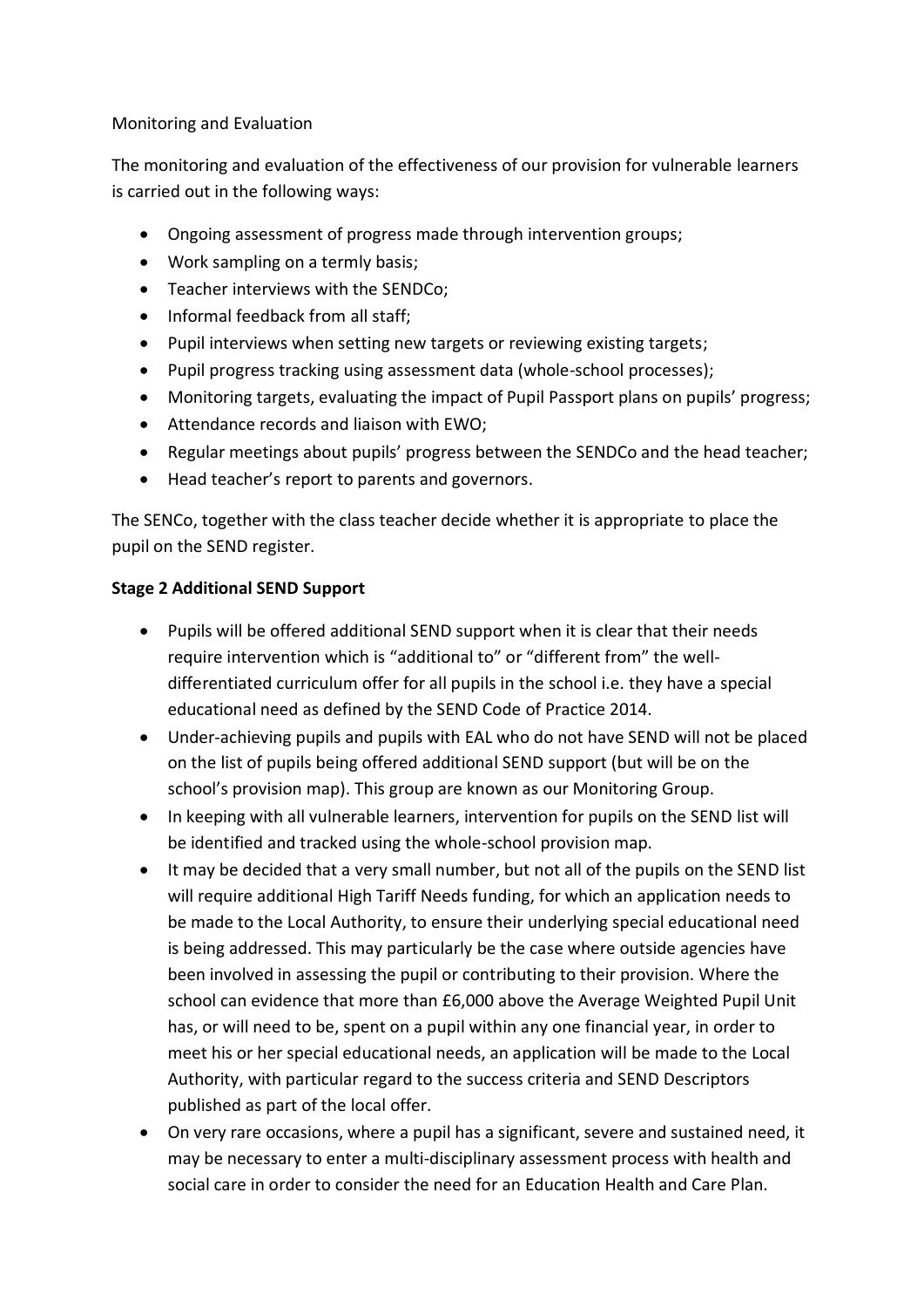Monitoring and Evaluation

The monitoring and evaluation of the effectiveness of our provision for vulnerable learners is carried out in the following ways:

- Ongoing assessment of progress made through intervention groups;
- Work sampling on a termly basis;
- Teacher interviews with the SENDCo;
- Informal feedback from all staff;
- Pupil interviews when setting new targets or reviewing existing targets;
- Pupil progress tracking using assessment data (whole-school processes);
- Monitoring targets, evaluating the impact of Pupil Passport plans on pupils' progress;
- Attendance records and liaison with EWO;
- Regular meetings about pupils' progress between the SENDCo and the head teacher;
- Head teacher's report to parents and governors.

The SENCo, together with the class teacher decide whether it is appropriate to place the pupil on the SEND register.

**Stage 2 Additional SEND Support**

- Pupils will be offered additional SEND support when it is clear that their needs require intervention which is "additional to" or "different from" the well-differentiated curriculum offer for all pupils in the school i.e. they have a special educational need as defined by the SEND Code of Practice 2014.
- Under-achieving pupils and pupils with EAL who do not have SEND will not be placed on the list of pupils being offered additional SEND support (but will be on the school's provision map). This group are known as our Monitoring Group.
- In keeping with all vulnerable learners, intervention for pupils on the SEND list will be identified and tracked using the whole-school provision map.
- It may be decided that a very small number, but not all of the pupils on the SEND list will require additional High Tariff Needs funding, for which an application needs to be made to the Local Authority, to ensure their underlying special educational need is being addressed. This may particularly be the case where outside agencies have been involved in assessing the pupil or contributing to their provision. Where the school can evidence that more than £6,000 above the Average Weighted Pupil Unit has, or will need to be, spent on a pupil within any one financial year, in order to meet his or her special educational needs, an application will be made to the Local Authority, with particular regard to the success criteria and SEND Descriptors published as part of the local offer.
- On very rare occasions, where a pupil has a significant, severe and sustained need, it may be necessary to enter a multi-disciplinary assessment process with health and social care in order to consider the need for an Education Health and Care Plan.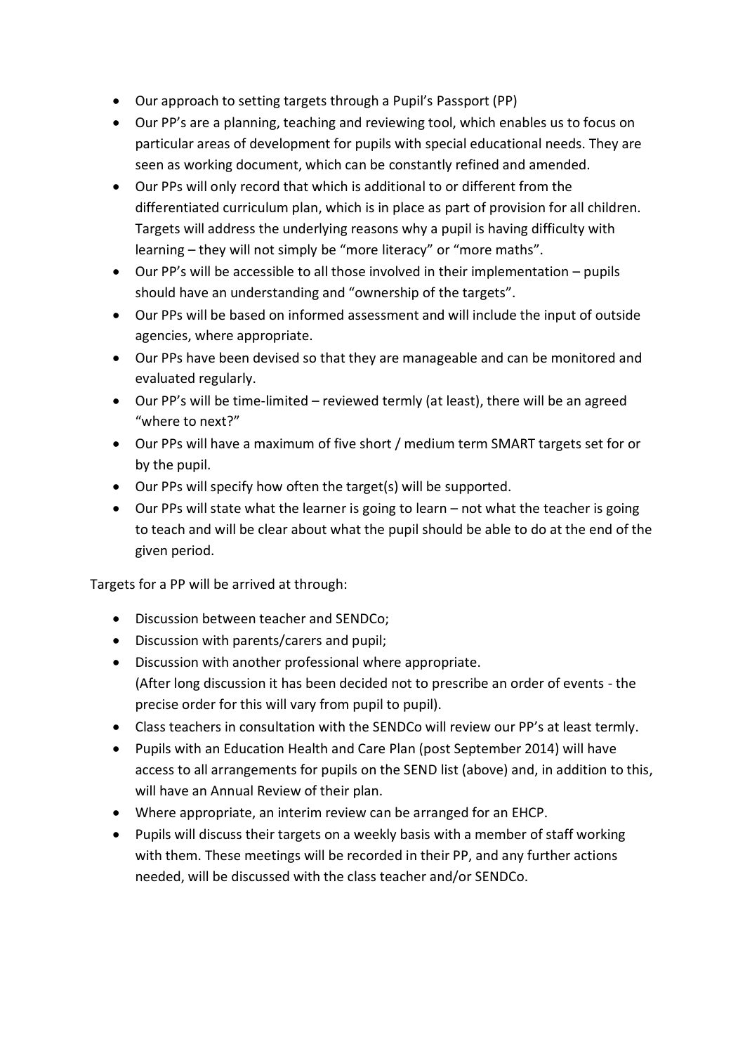- Our approach to setting targets through a Pupil's Passport (PP)
- Our PP's are a planning, teaching and reviewing tool, which enables us to focus on particular areas of development for pupils with special educational needs. They are seen as working document, which can be constantly refined and amended.
- Our PPs will only record that which is additional to or different from the differentiated curriculum plan, which is in place as part of provision for all children. Targets will address the underlying reasons why a pupil is having difficulty with learning – they will not simply be "more literacy" or "more maths".
- Our PP's will be accessible to all those involved in their implementation – pupils should have an understanding and "ownership of the targets".
- Our PPs will be based on informed assessment and will include the input of outside agencies, where appropriate.
- Our PPs have been devised so that they are manageable and can be monitored and evaluated regularly.
- Our PP's will be time-limited – reviewed termly (at least), there will be an agreed "where to next?"
- Our PPs will have a maximum of five short / medium term SMART targets set for or by the pupil.
- Our PPs will specify how often the target(s) will be supported.
- Our PPs will state what the learner is going to learn – not what the teacher is going to teach and will be clear about what the pupil should be able to do at the end of the given period.

Targets for a PP will be arrived at through:

- Discussion between teacher and SENDCo;
- Discussion with parents/carers and pupil;
- Discussion with another professional where appropriate.
  (After long discussion it has been decided not to prescribe an order of events - the precise order for this will vary from pupil to pupil).
- Class teachers in consultation with the SENDCo will review our PP's at least termly.
- Pupils with an Education Health and Care Plan (post September 2014) will have access to all arrangements for pupils on the SEND list (above) and, in addition to this, will have an Annual Review of their plan.
- Where appropriate, an interim review can be arranged for an EHCP.
- Pupils will discuss their targets on a weekly basis with a member of staff working with them. These meetings will be recorded in their PP, and any further actions needed, will be discussed with the class teacher and/or SENDCo.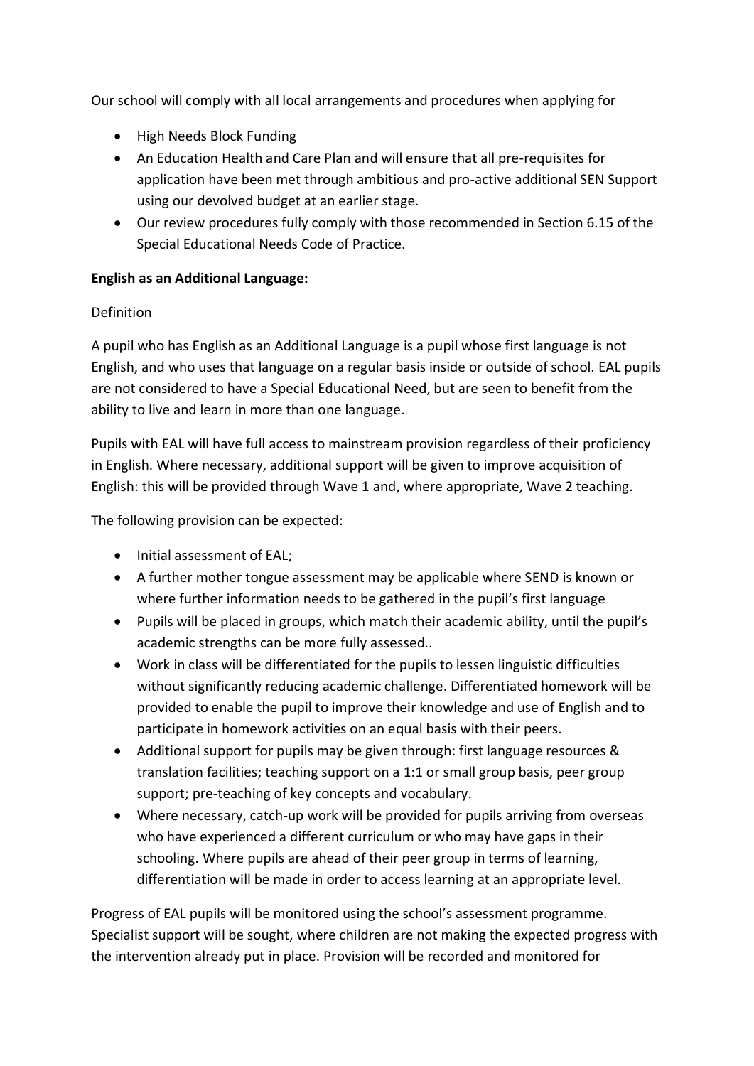Our school will comply with all local arrangements and procedures when applying for

- High Needs Block Funding
- An Education Health and Care Plan and will ensure that all pre-requisites for application have been met through ambitious and pro-active additional SEN Support using our devolved budget at an earlier stage.
- Our review procedures fully comply with those recommended in Section 6.15 of the Special Educational Needs Code of Practice.

**English as an Additional Language:**

Definition

A pupil who has English as an Additional Language is a pupil whose first language is not English, and who uses that language on a regular basis inside or outside of school. EAL pupils are not considered to have a Special Educational Need, but are seen to benefit from the ability to live and learn in more than one language.

Pupils with EAL will have full access to mainstream provision regardless of their proficiency in English. Where necessary, additional support will be given to improve acquisition of English: this will be provided through Wave 1 and, where appropriate, Wave 2 teaching.

The following provision can be expected:

- Initial assessment of EAL;
- A further mother tongue assessment may be applicable where SEND is known or where further information needs to be gathered in the pupil's first language
- Pupils will be placed in groups, which match their academic ability, until the pupil's academic strengths can be more fully assessed..
- Work in class will be differentiated for the pupils to lessen linguistic difficulties without significantly reducing academic challenge. Differentiated homework will be provided to enable the pupil to improve their knowledge and use of English and to participate in homework activities on an equal basis with their peers.
- Additional support for pupils may be given through: first language resources & translation facilities; teaching support on a 1:1 or small group basis, peer group support; pre-teaching of key concepts and vocabulary.
- Where necessary, catch-up work will be provided for pupils arriving from overseas who have experienced a different curriculum or who may have gaps in their schooling. Where pupils are ahead of their peer group in terms of learning, differentiation will be made in order to access learning at an appropriate level.

Progress of EAL pupils will be monitored using the school's assessment programme. Specialist support will be sought, where children are not making the expected progress with the intervention already put in place. Provision will be recorded and monitored for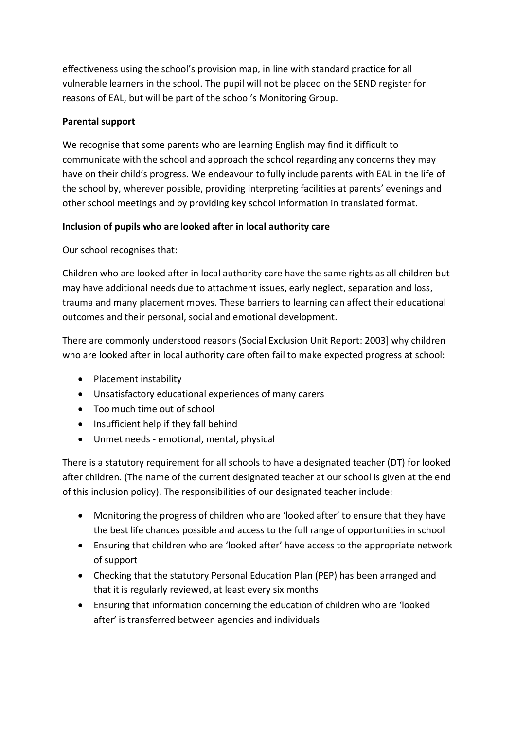effectiveness using the school's provision map, in line with standard practice for all vulnerable learners in the school. The pupil will not be placed on the SEND register for reasons of EAL, but will be part of the school's Monitoring Group.

**Parental support**

We recognise that some parents who are learning English may find it difficult to communicate with the school and approach the school regarding any concerns they may have on their child's progress. We endeavour to fully include parents with EAL in the life of the school by, wherever possible, providing interpreting facilities at parents' evenings and other school meetings and by providing key school information in translated format.

**Inclusion of pupils who are looked after in local authority care**

Our school recognises that:

Children who are looked after in local authority care have the same rights as all children but may have additional needs due to attachment issues, early neglect, separation and loss, trauma and many placement moves. These barriers to learning can affect their educational outcomes and their personal, social and emotional development.

There are commonly understood reasons (Social Exclusion Unit Report: 2003] why children who are looked after in local authority care often fail to make expected progress at school:

- Placement instability
- Unsatisfactory educational experiences of many carers
- Too much time out of school
- Insufficient help if they fall behind
- Unmet needs - emotional, mental, physical

There is a statutory requirement for all schools to have a designated teacher (DT) for looked after children. (The name of the current designated teacher at our school is given at the end of this inclusion policy). The responsibilities of our designated teacher include:

- Monitoring the progress of children who are 'looked after' to ensure that they have the best life chances possible and access to the full range of opportunities in school
- Ensuring that children who are 'looked after' have access to the appropriate network of support
- Checking that the statutory Personal Education Plan (PEP) has been arranged and that it is regularly reviewed, at least every six months
- Ensuring that information concerning the education of children who are 'looked after' is transferred between agencies and individuals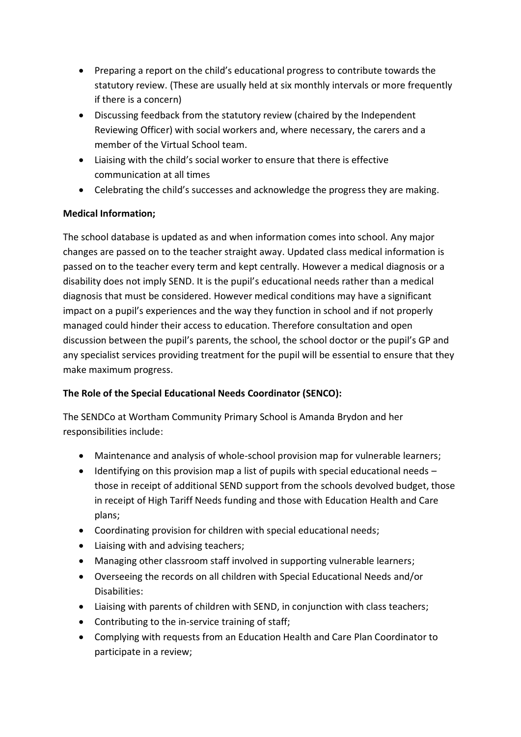- Preparing a report on the child's educational progress to contribute towards the statutory review. (These are usually held at six monthly intervals or more frequently if there is a concern)
- Discussing feedback from the statutory review (chaired by the Independent Reviewing Officer) with social workers and, where necessary, the carers and a member of the Virtual School team.
- Liaising with the child's social worker to ensure that there is effective communication at all times
- Celebrating the child's successes and acknowledge the progress they are making.

**Medical Information;**

The school database is updated as and when information comes into school. Any major changes are passed on to the teacher straight away. Updated class medical information is passed on to the teacher every term and kept centrally. However a medical diagnosis or a disability does not imply SEND. It is the pupil's educational needs rather than a medical diagnosis that must be considered. However medical conditions may have a significant impact on a pupil's experiences and the way they function in school and if not properly managed could hinder their access to education. Therefore consultation and open discussion between the pupil's parents, the school, the school doctor or the pupil's GP and any specialist services providing treatment for the pupil will be essential to ensure that they make maximum progress.

**The Role of the Special Educational Needs Coordinator (SENCO):**

The SENDCo at Wortham Community Primary School is Amanda Brydon and her responsibilities include:

- Maintenance and analysis of whole-school provision map for vulnerable learners;
- Identifying on this provision map a list of pupils with special educational needs – those in receipt of additional SEND support from the schools devolved budget, those in receipt of High Tariff Needs funding and those with Education Health and Care plans;
- Coordinating provision for children with special educational needs;
- Liaising with and advising teachers;
- Managing other classroom staff involved in supporting vulnerable learners;
- Overseeing the records on all children with Special Educational Needs and/or Disabilities:
- Liaising with parents of children with SEND, in conjunction with class teachers;
- Contributing to the in-service training of staff;
- Complying with requests from an Education Health and Care Plan Coordinator to participate in a review;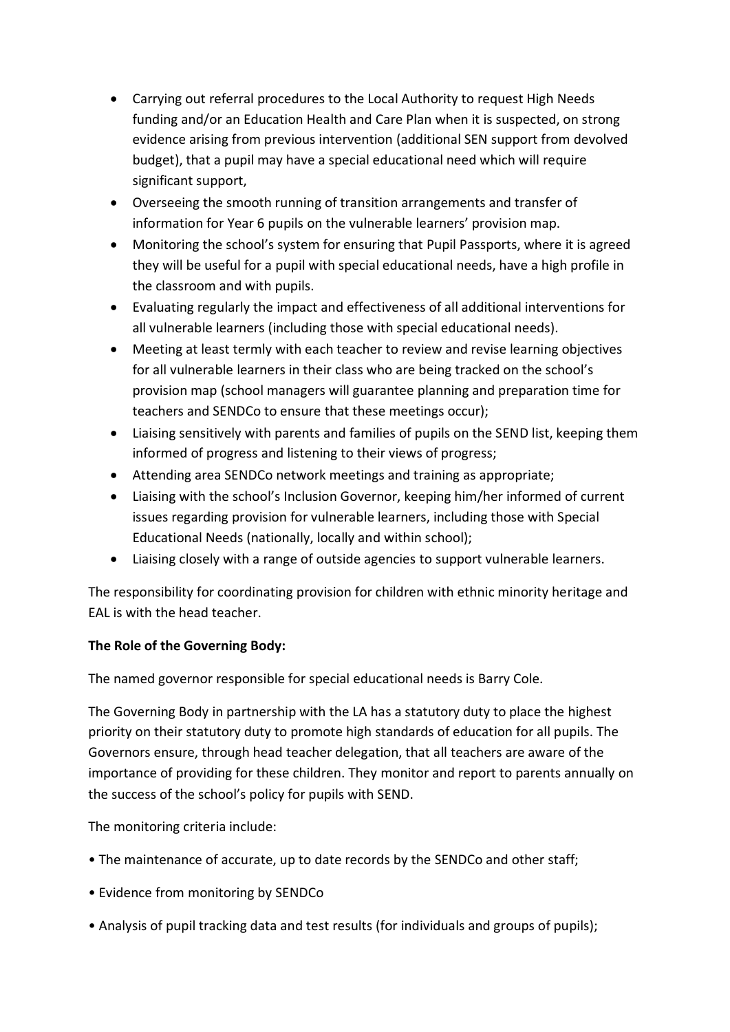- Carrying out referral procedures to the Local Authority to request High Needs funding and/or an Education Health and Care Plan when it is suspected, on strong evidence arising from previous intervention (additional SEN support from devolved budget), that a pupil may have a special educational need which will require significant support,
- Overseeing the smooth running of transition arrangements and transfer of information for Year 6 pupils on the vulnerable learners' provision map.
- Monitoring the school's system for ensuring that Pupil Passports, where it is agreed they will be useful for a pupil with special educational needs, have a high profile in the classroom and with pupils.
- Evaluating regularly the impact and effectiveness of all additional interventions for all vulnerable learners (including those with special educational needs).
- Meeting at least termly with each teacher to review and revise learning objectives for all vulnerable learners in their class who are being tracked on the school's provision map (school managers will guarantee planning and preparation time for teachers and SENDCo to ensure that these meetings occur);
- Liaising sensitively with parents and families of pupils on the SEND list, keeping them informed of progress and listening to their views of progress;
- Attending area SENDCo network meetings and training as appropriate;
- Liaising with the school's Inclusion Governor, keeping him/her informed of current issues regarding provision for vulnerable learners, including those with Special Educational Needs (nationally, locally and within school);
- Liaising closely with a range of outside agencies to support vulnerable learners.

The responsibility for coordinating provision for children with ethnic minority heritage and EAL is with the head teacher.

**The Role of the Governing Body:**

The named governor responsible for special educational needs is Barry Cole.

The Governing Body in partnership with the LA has a statutory duty to place the highest priority on their statutory duty to promote high standards of education for all pupils. The Governors ensure, through head teacher delegation, that all teachers are aware of the importance of providing for these children. They monitor and report to parents annually on the success of the school's policy for pupils with SEND.

The monitoring criteria include:

- The maintenance of accurate, up to date records by the SENDCo and other staff;
- Evidence from monitoring by SENDCo
- Analysis of pupil tracking data and test results (for individuals and groups of pupils);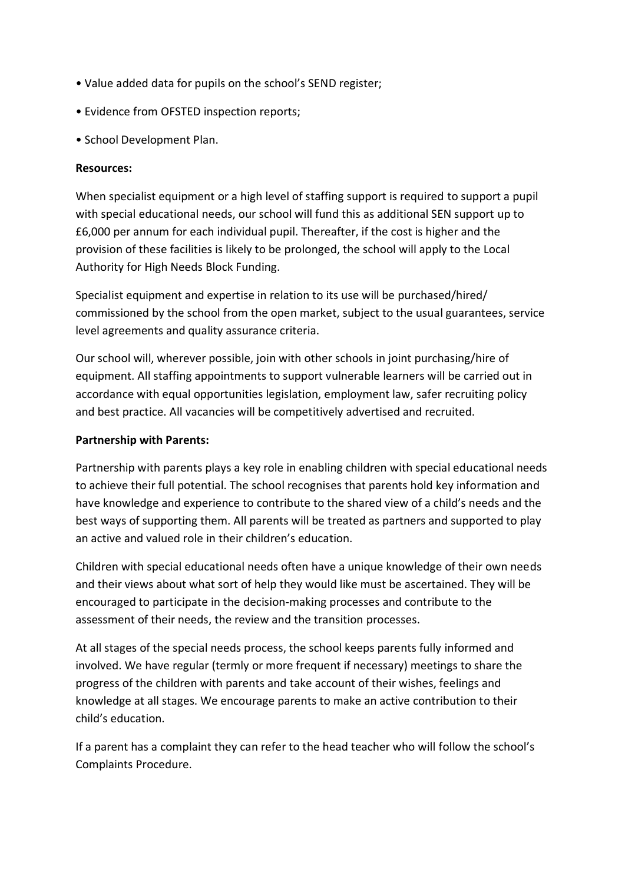- Value added data for pupils on the school's SEND register;
- Evidence from OFSTED inspection reports;
- School Development Plan.

**Resources:**

When specialist equipment or a high level of staffing support is required to support a pupil with special educational needs, our school will fund this as additional SEN support up to £6,000 per annum for each individual pupil. Thereafter, if the cost is higher and the provision of these facilities is likely to be prolonged, the school will apply to the Local Authority for High Needs Block Funding.

Specialist equipment and expertise in relation to its use will be purchased/hired/ commissioned by the school from the open market, subject to the usual guarantees, service level agreements and quality assurance criteria.

Our school will, wherever possible, join with other schools in joint purchasing/hire of equipment. All staffing appointments to support vulnerable learners will be carried out in accordance with equal opportunities legislation, employment law, safer recruiting policy and best practice. All vacancies will be competitively advertised and recruited.

**Partnership with Parents:**

Partnership with parents plays a key role in enabling children with special educational needs to achieve their full potential. The school recognises that parents hold key information and have knowledge and experience to contribute to the shared view of a child's needs and the best ways of supporting them. All parents will be treated as partners and supported to play an active and valued role in their children's education.

Children with special educational needs often have a unique knowledge of their own needs and their views about what sort of help they would like must be ascertained. They will be encouraged to participate in the decision-making processes and contribute to the assessment of their needs, the review and the transition processes.

At all stages of the special needs process, the school keeps parents fully informed and involved. We have regular (termly or more frequent if necessary) meetings to share the progress of the children with parents and take account of their wishes, feelings and knowledge at all stages. We encourage parents to make an active contribution to their child's education.

If a parent has a complaint they can refer to the head teacher who will follow the school's Complaints Procedure.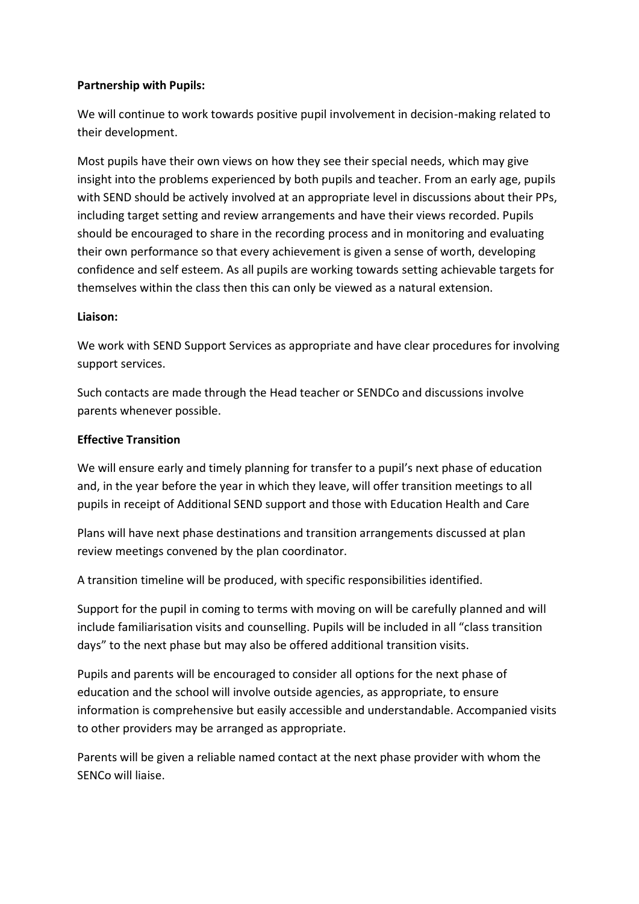**Partnership with Pupils:**

We will continue to work towards positive pupil involvement in decision-making related to their development.

Most pupils have their own views on how they see their special needs, which may give insight into the problems experienced by both pupils and teacher. From an early age, pupils with SEND should be actively involved at an appropriate level in discussions about their PPs, including target setting and review arrangements and have their views recorded. Pupils should be encouraged to share in the recording process and in monitoring and evaluating their own performance so that every achievement is given a sense of worth, developing confidence and self esteem. As all pupils are working towards setting achievable targets for themselves within the class then this can only be viewed as a natural extension.

**Liaison:**

We work with SEND Support Services as appropriate and have clear procedures for involving support services.

Such contacts are made through the Head teacher or SENDCo and discussions involve parents whenever possible.

**Effective Transition**

We will ensure early and timely planning for transfer to a pupil's next phase of education and, in the year before the year in which they leave, will offer transition meetings to all pupils in receipt of Additional SEND support and those with Education Health and Care

Plans will have next phase destinations and transition arrangements discussed at plan review meetings convened by the plan coordinator.

A transition timeline will be produced, with specific responsibilities identified.

Support for the pupil in coming to terms with moving on will be carefully planned and will include familiarisation visits and counselling. Pupils will be included in all "class transition days" to the next phase but may also be offered additional transition visits.

Pupils and parents will be encouraged to consider all options for the next phase of education and the school will involve outside agencies, as appropriate, to ensure information is comprehensive but easily accessible and understandable. Accompanied visits to other providers may be arranged as appropriate.

Parents will be given a reliable named contact at the next phase provider with whom the SENCo will liaise.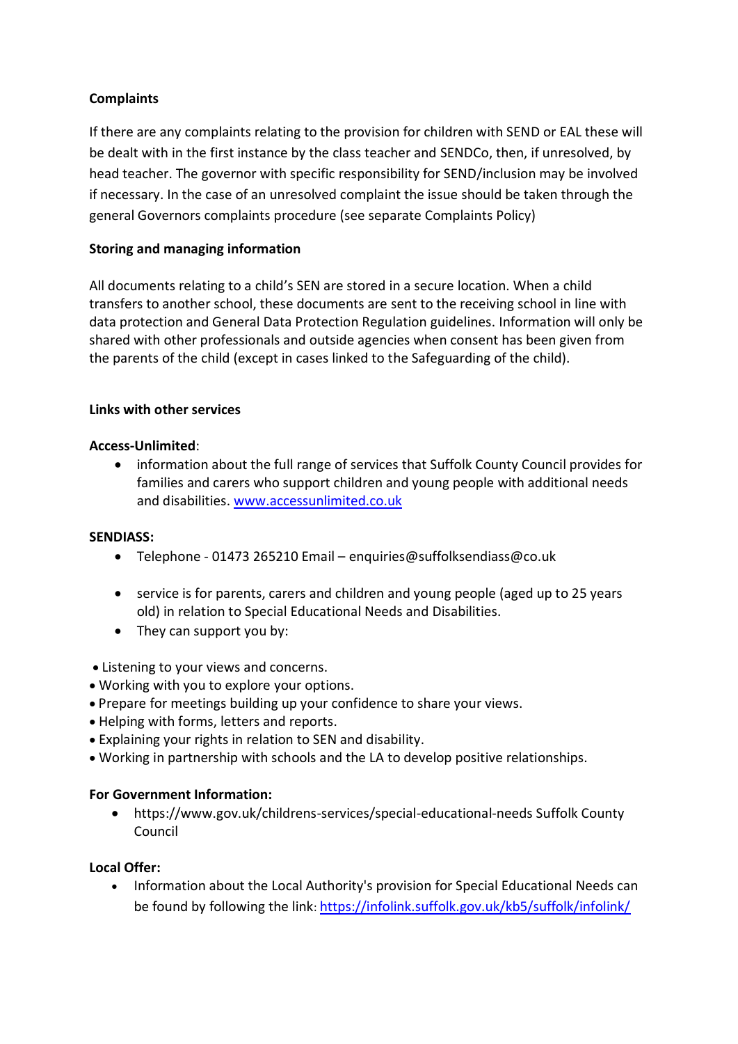**Complaints**

If there are any complaints relating to the provision for children with SEND or EAL these will be dealt with in the first instance by the class teacher and SENDCo, then, if unresolved, by head teacher. The governor with specific responsibility for SEND/inclusion may be involved if necessary. In the case of an unresolved complaint the issue should be taken through the general Governors complaints procedure (see separate Complaints Policy)

**Storing and managing information**

All documents relating to a child's SEN are stored in a secure location. When a child transfers to another school, these documents are sent to the receiving school in line with data protection and General Data Protection Regulation guidelines. Information will only be shared with other professionals and outside agencies when consent has been given from the parents of the child (except in cases linked to the Safeguarding of the child).

**Links with other services**

**Access-Unlimited**:

- information about the full range of services that Suffolk County Council provides for families and carers who support children and young people with additional needs and disabilities. [www.accessunlimited.co.uk](www.accessunlimited.co.uk)

**SENDIASS:**

- Telephone - 01473 265210 Email – enquiries@suffolksendiass@co.uk
- service is for parents, carers and children and young people (aged up to 25 years old) in relation to Special Educational Needs and Disabilities.
- They can support you by:

- Listening to your views and concerns.
- Working with you to explore your options.
- Prepare for meetings building up your confidence to share your views.
- Helping with forms, letters and reports.
- Explaining your rights in relation to SEN and disability.
- Working in partnership with schools and the LA to develop positive relationships.

**For Government Information:**

- https://www.gov.uk/childrens-services/special-educational-needs Suffolk County Council

**Local Offer:**

- Information about the Local Authority's provision for Special Educational Needs can be found by following the link: [https://infolink.suffolk.gov.uk/kb5/suffolk/infolink/](https://infolink.suffolk.gov.uk/kb5/suffolk/infolink/)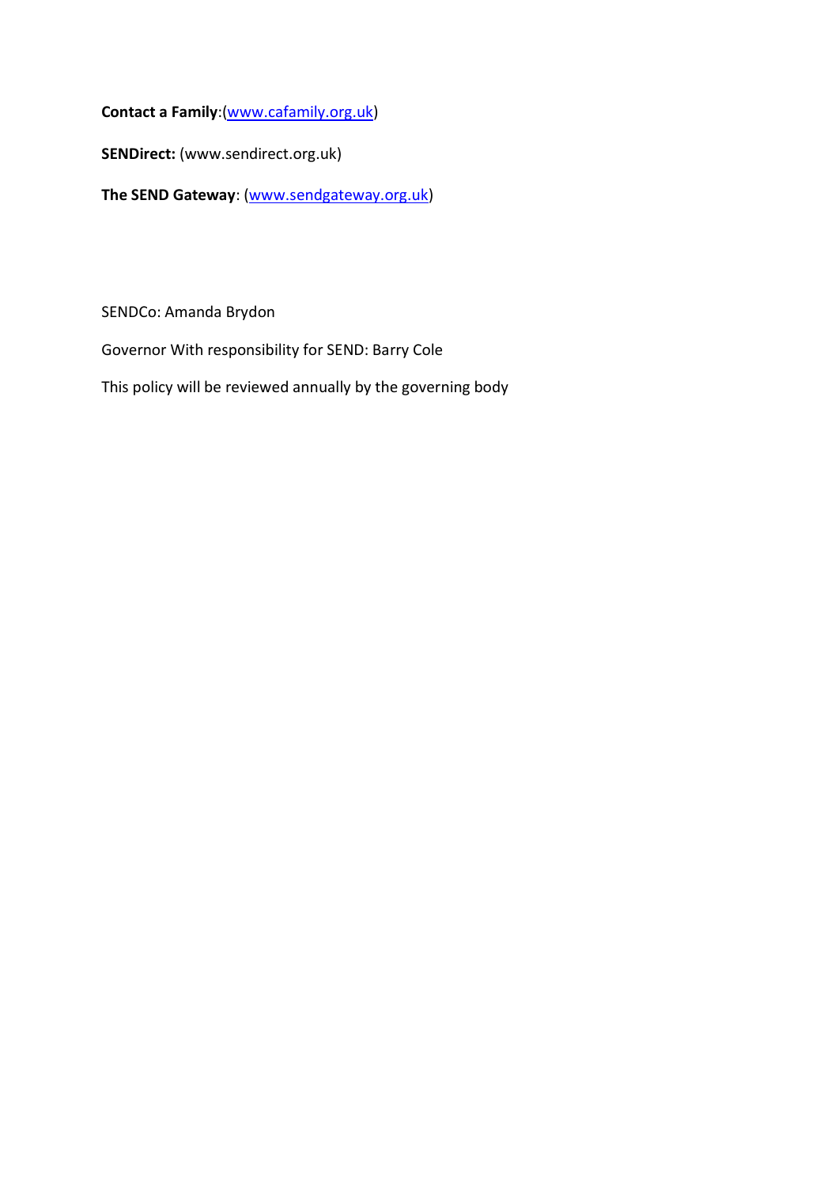**Contact a Family**:(www.cafamily.org.uk)

**SENDirect:** (www.sendirect.org.uk)

**The SEND Gateway**: (www.sendgateway.org.uk)

SENDCo: Amanda Brydon

Governor With responsibility for SEND: Barry Cole

This policy will be reviewed annually by the governing body